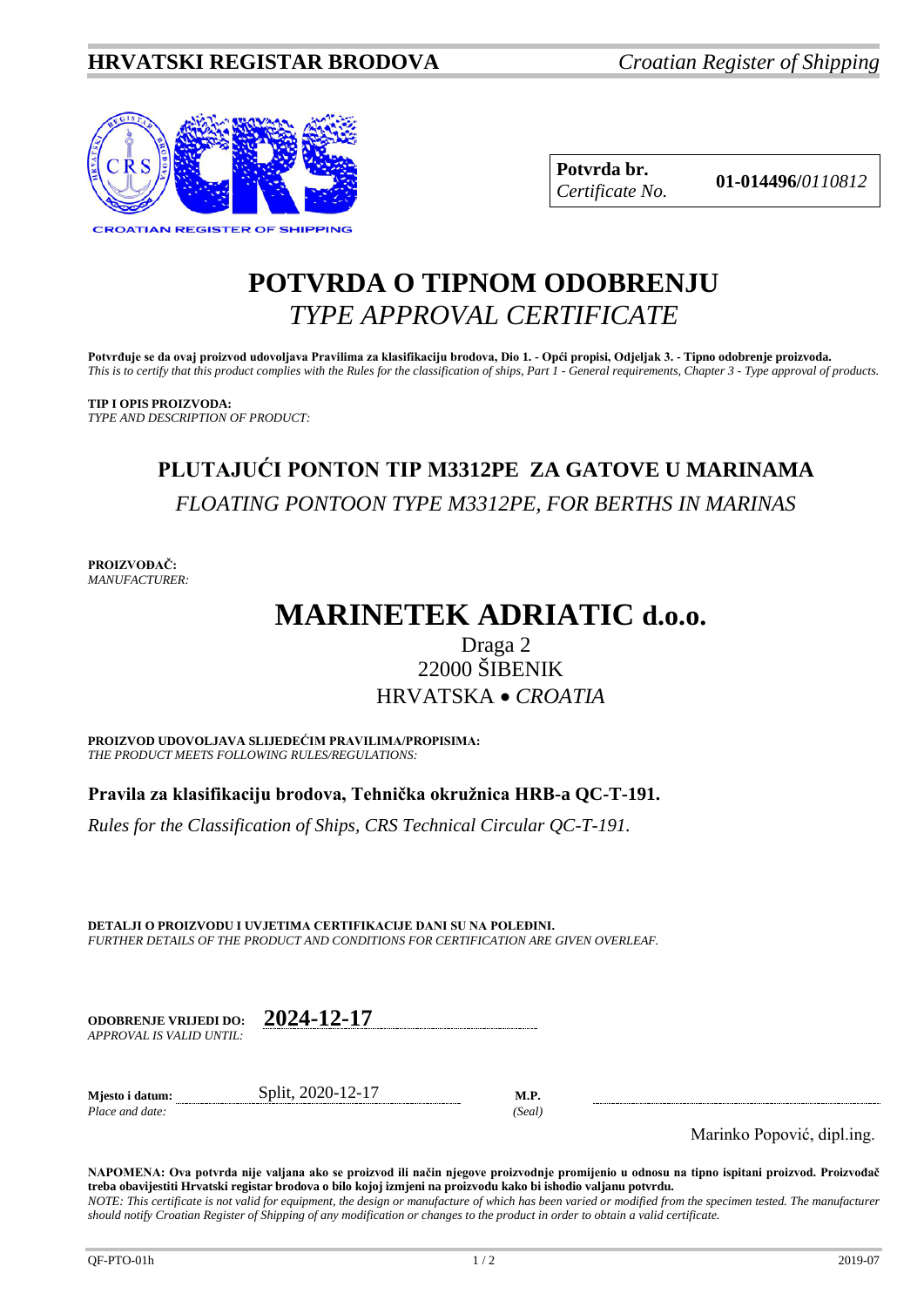**HRVATSKI REGISTAR BRODOVA** *Croatian Register of Shipping*

CROATIAN REGISTER OF SHIPPING

| | |
|---|---|
| **Potvrda br.** *Certificate No.* | **01-014496**/*0110812* |

# POTVRDA O TIPNOM ODOBRENJU
# *TYPE APPROVAL CERTIFICATE*

**Potvrđuje se da ovaj proizvod udovoljava Pravilima za klasifikaciju brodova, Dio 1. - Opći propisi, Odjeljak 3. - Tipno odobrenje proizvoda.**
*This is to certify that this product complies with the Rules for the classification of ships, Part 1 - General requirements, Chapter 3 - Type approval of products.*

**TIP I OPIS PROIZVODA:**
*TYPE AND DESCRIPTION OF PRODUCT:*

## PLUTAJUĆI PONTON TIP M3312PE ZA GATOVE U MARINAMA
*FLOATING PONTOON TYPE M3312PE, FOR BERTHS IN MARINAS*

**PROIZVOĐAČ:**
*MANUFACTURER:*

# MARINETEK ADRIATIC d.o.o.

Draga 2
22000 ŠIBENIK
HRVATSKA • *CROATIA*

**PROIZVOD UDOVOLJAVA SLIJEDEĆIM PRAVILIMA/PROPISIMA:**
*THE PRODUCT MEETS FOLLOWING RULES/REGULATIONS:*

**Pravila za klasifikaciju brodova, Tehnička okružnica HRB-a QC-T-191.**

*Rules for the Classification of Ships, CRS Technical Circular QC-T-191.*

**DETALJI O PROIZVODU I UVJETIMA CERTIFIKACIJE DANI SU NA POLEĐINI.**
*FURTHER DETAILS OF THE PRODUCT AND CONDITIONS FOR CERTIFICATION ARE GIVEN OVERLEAF.*

**ODOBRENJE VRIJEDI DO:** **2024-12-17**
*APPROVAL IS VALID UNTIL:*

**Mjesto i datum:** Split, 2020-12-17 **M.P.**
*Place and date:* *(Seal)*

Marinko Popović, dipl.ing.

**NAPOMENA: Ova potvrda nije valjana ako se proizvod ili način njegove proizvodnje promijenio u odnosu na tipno ispitani proizvod. Proizvođač treba obavijestiti Hrvatski registar brodova o bilo kojoj izmjeni na proizvodu kako bi ishodio valjanu potvrdu.**
*NOTE: This certificate is not valid for equipment, the design or manufacture of which has been varied or modified from the specimen tested. The manufacturer should notify Croatian Register of Shipping of any modification or changes to the product in order to obtain a valid certificate.*

QF-PTO-01h 2019-07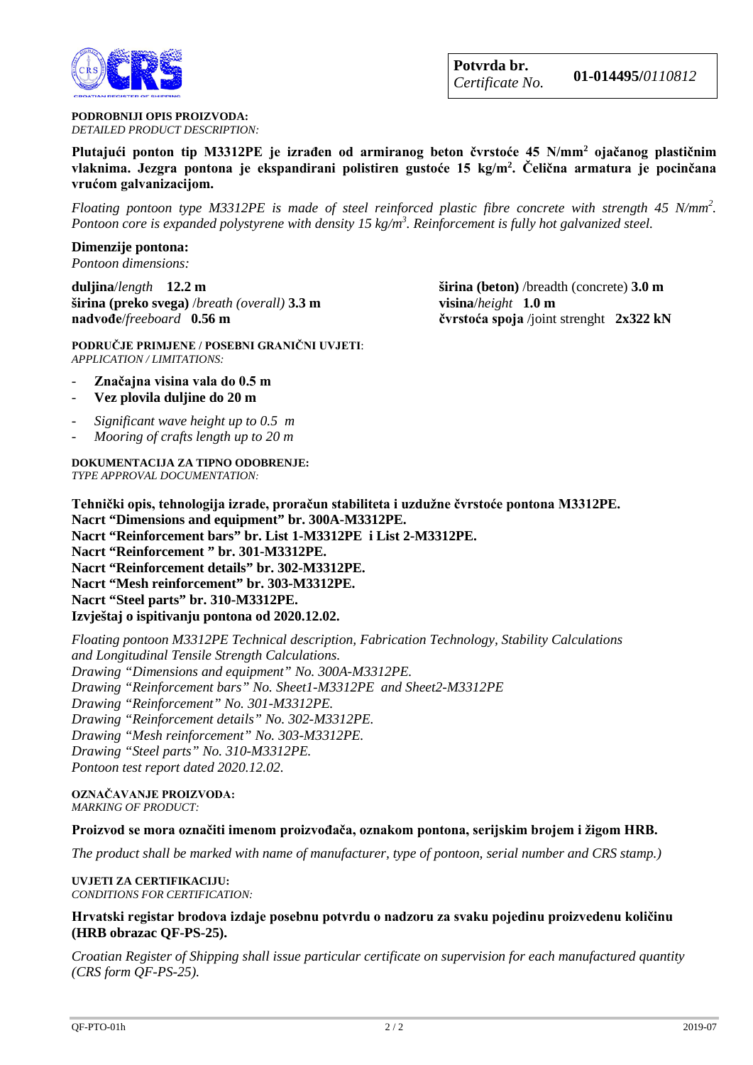| | |
|---|---|
| **Potvrda br.** *Certificate No.* | **01-014495/***0110812* |

**PODROBNIJI OPIS PROIZVODA:**
*DETAILED PRODUCT DESCRIPTION:*

**Plutajući ponton tip M3312PE je izrađen od armiranog beton čvrstoće 45 N/mm$^2$ ojačanog plastičnim vlaknima. Jezgra pontona je ekspandirani polistiren gustoće 15 kg/m$^2$. Čelična armatura je pocinčana vrućom galvanizacijom.**

*Floating pontoon type M3312PE is made of steel reinforced plastic fibre concrete with strength 45 N/mm$^2$. Pontoon core is expanded polystyrene with density 15 kg/m$^3$. Reinforcement is fully hot galvanized steel.*

**Dimenzije pontona:**
*Pontoon dimensions:*

**duljina**/*length* **12.2 m**
**širina (preko svega)** /*breath (overall)* **3.3 m**
**nadvođe**/*freeboard* **0.56 m**
**širina (beton)** /breadth (concrete) **3.0 m**
**visina**/*height* **1.0 m**
**čvrstoća spoja** /joint strenght **2x322 kN**

**PODRUČJE PRIMJENE / POSEBNI GRANIČNI UVJETI**:
*APPLICATION / LIMITATIONS:*

- **Značajna visina vala do 0.5 m**
- **Vez plovila duljine do 20 m**

- *Significant wave height up to 0.5 m*
- *Mooring of crafts length up to 20 m*

**DOKUMENTACIJA ZA TIPNO ODOBRENJE:**
*TYPE APPROVAL DOCUMENTATION:*

**Tehnički opis, tehnologija izrade, proračun stabiliteta i uzdužne čvrstoće pontona M3312PE.**
**Nacrt "Dimensions and equipment" br. 300A-M3312PE.**
**Nacrt "Reinforcement bars" br. List 1-M3312PE i List 2-M3312PE.**
**Nacrt "Reinforcement " br. 301-M3312PE.**
**Nacrt "Reinforcement details" br. 302-M3312PE.**
**Nacrt "Mesh reinforcement" br. 303-M3312PE.**
**Nacrt "Steel parts" br. 310-M3312PE.**
**Izvještaj o ispitivanju pontona od 2020.12.02.**

*Floating pontoon M3312PE Technical description, Fabrication Technology, Stability Calculations and Longitudinal Tensile Strength Calculations.*
*Drawing "Dimensions and equipment" No. 300A-M3312PE.*
*Drawing "Reinforcement bars" No. Sheet1-M3312PE and Sheet2-M3312PE*
*Drawing "Reinforcement" No. 301-M3312PE.*
*Drawing "Reinforcement details" No. 302-M3312PE.*
*Drawing "Mesh reinforcement" No. 303-M3312PE.*
*Drawing "Steel parts" No. 310-M3312PE.*
*Pontoon test report dated 2020.12.02.*

**OZNAČAVANJE PROIZVODA:**
*MARKING OF PRODUCT:*

**Proizvod se mora označiti imenom proizvođača, oznakom pontona, serijskim brojem i žigom HRB.**

*The product shall be marked with name of manufacturer, type of pontoon, serial number and CRS stamp.)*

**UVJETI ZA CERTIFIKACIJU:**
*CONDITIONS FOR CERTIFICATION:*

**Hrvatski registar brodova izdaje posebnu potvrdu o nadzoru za svaku pojedinu proizvedenu količinu (HRB obrazac QF-PS-25).**

*Croatian Register of Shipping shall issue particular certificate on supervision for each manufactured quantity (CRS form QF-PS-25).*